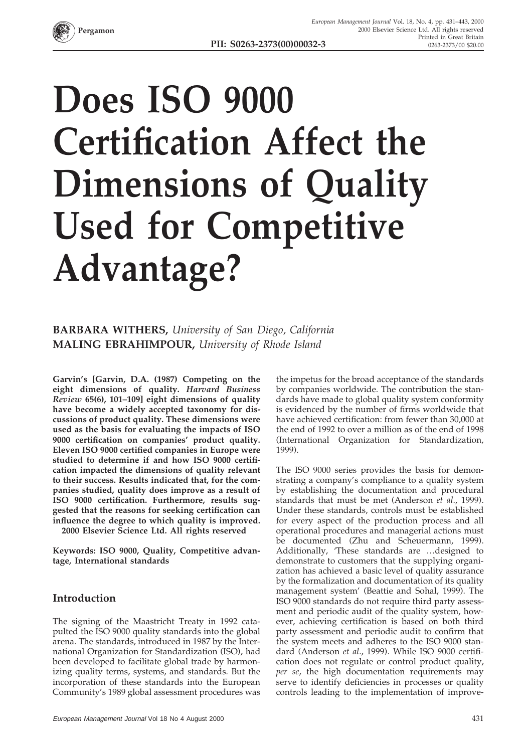# Does ISO 9000 Certification Affect the Dimensions of Quality Used for Competitive Advantage?

**BARBARA WITHERS,** *University of San Diego, California*
**MALING EBRAHIMPOUR,** *University of Rhode Island*

**Garvin's [Garvin, D.A. (1987) Competing on the eight dimensions of quality. *Harvard Business Review* 65(6), 101–109] eight dimensions of quality have become a widely accepted taxonomy for discussions of product quality. These dimensions were used as the basis for evaluating the impacts of ISO 9000 certification on companies' product quality. Eleven ISO 9000 certified companies in Europe were studied to determine if and how ISO 9000 certification impacted the dimensions of quality relevant to their success. Results indicated that, for the companies studied, quality does improve as a result of ISO 9000 certification. Furthermore, results suggested that the reasons for seeking certification can influence the degree to which quality is improved. 2000 Elsevier Science Ltd. All rights reserved**

**Keywords: ISO 9000, Quality, Competitive advantage, International standards**

## Introduction

The signing of the Maastricht Treaty in 1992 catapulted the ISO 9000 quality standards into the global arena. The standards, introduced in 1987 by the International Organization for Standardization (ISO), had been developed to facilitate global trade by harmonizing quality terms, systems, and standards. But the incorporation of these standards into the European Community's 1989 global assessment procedures was the impetus for the broad acceptance of the standards by companies worldwide. The contribution the standards have made to global quality system conformity is evidenced by the number of firms worldwide that have achieved certification: from fewer than 30,000 at the end of 1992 to over a million as of the end of 1998 (International Organization for Standardization, 1999).

The ISO 9000 series provides the basis for demonstrating a company's compliance to a quality system by establishing the documentation and procedural standards that must be met (Anderson *et al*., 1999). Under these standards, controls must be established for every aspect of the production process and all operational procedures and managerial actions must be documented (Zhu and Scheuermann, 1999). Additionally, 'These standards are …designed to demonstrate to customers that the supplying organization has achieved a basic level of quality assurance by the formalization and documentation of its quality management system' (Beattie and Sohal, 1999). The ISO 9000 standards do not require third party assessment and periodic audit of the quality system, however, achieving certification is based on both third party assessment and periodic audit to confirm that the system meets and adheres to the ISO 9000 standard (Anderson *et al*., 1999). While ISO 9000 certification does not regulate or control product quality, *per se*, the high documentation requirements may serve to identify deficiencies in processes or quality controls leading to the implementation of improve-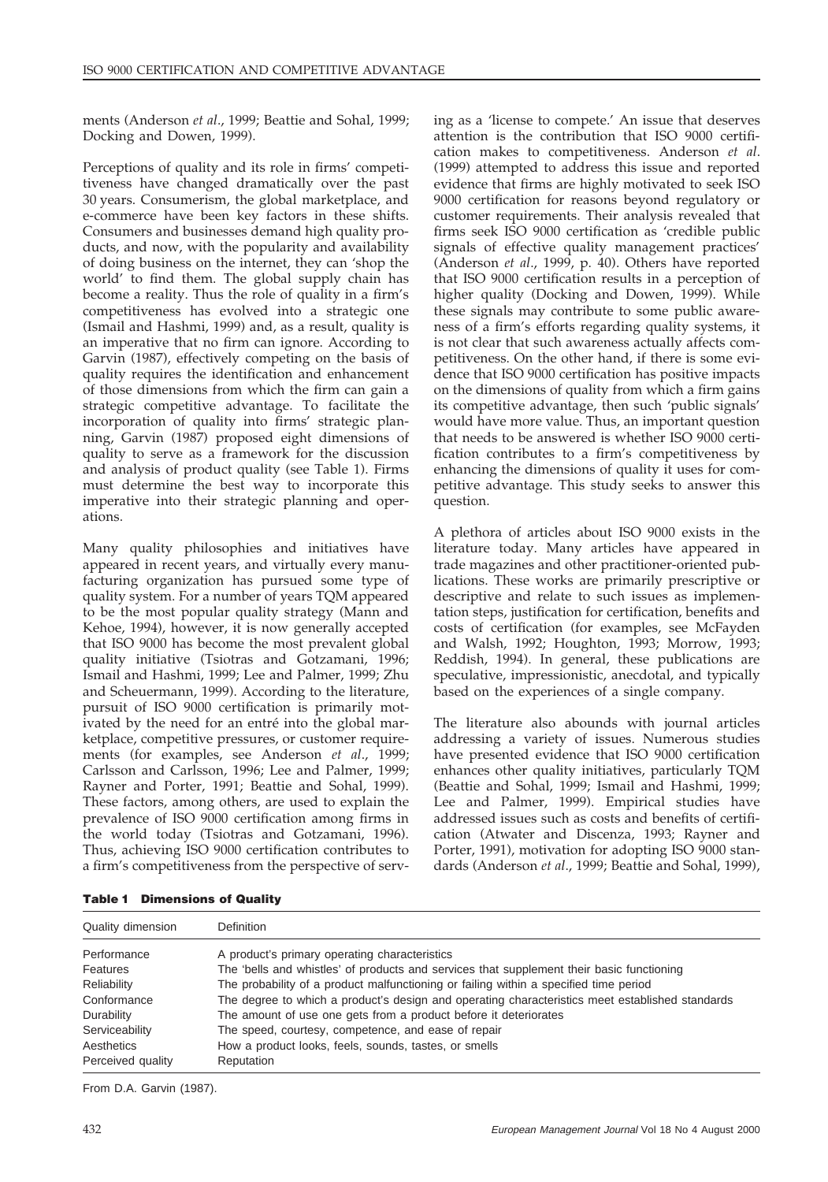ments (Anderson *et al*., 1999; Beattie and Sohal, 1999; Docking and Dowen, 1999).

Perceptions of quality and its role in firms' competitiveness have changed dramatically over the past 30 years. Consumerism, the global marketplace, and e-commerce have been key factors in these shifts. Consumers and businesses demand high quality products, and now, with the popularity and availability of doing business on the internet, they can 'shop the world' to find them. The global supply chain has become a reality. Thus the role of quality in a firm's competitiveness has evolved into a strategic one (Ismail and Hashmi, 1999) and, as a result, quality is an imperative that no firm can ignore. According to Garvin (1987), effectively competing on the basis of quality requires the identification and enhancement of those dimensions from which the firm can gain a strategic competitive advantage. To facilitate the incorporation of quality into firms' strategic planning, Garvin (1987) proposed eight dimensions of quality to serve as a framework for the discussion and analysis of product quality (see Table 1). Firms must determine the best way to incorporate this imperative into their strategic planning and operations.

Many quality philosophies and initiatives have appeared in recent years, and virtually every manufacturing organization has pursued some type of quality system. For a number of years TQM appeared to be the most popular quality strategy (Mann and Kehoe, 1994), however, it is now generally accepted that ISO 9000 has become the most prevalent global quality initiative (Tsiotras and Gotzamani, 1996; Ismail and Hashmi, 1999; Lee and Palmer, 1999; Zhu and Scheuermann, 1999). According to the literature, pursuit of ISO 9000 certification is primarily motivated by the need for an entré into the global marketplace, competitive pressures, or customer requirements (for examples, see Anderson *et al*., 1999; Carlsson and Carlsson, 1996; Lee and Palmer, 1999; Rayner and Porter, 1991; Beattie and Sohal, 1999). These factors, among others, are used to explain the prevalence of ISO 9000 certification among firms in the world today (Tsiotras and Gotzamani, 1996). Thus, achieving ISO 9000 certification contributes to a firm's competitiveness from the perspective of serving as a 'license to compete.' An issue that deserves attention is the contribution that ISO 9000 certification makes to competitiveness. Anderson *et al*. (1999) attempted to address this issue and reported evidence that firms are highly motivated to seek ISO 9000 certification for reasons beyond regulatory or customer requirements. Their analysis revealed that firms seek ISO 9000 certification as 'credible public signals of effective quality management practices' (Anderson *et al*., 1999, p. 40). Others have reported that ISO 9000 certification results in a perception of higher quality (Docking and Dowen, 1999). While these signals may contribute to some public awareness of a firm's efforts regarding quality systems, it is not clear that such awareness actually affects competitiveness. On the other hand, if there is some evidence that ISO 9000 certification has positive impacts on the dimensions of quality from which a firm gains its competitive advantage, then such 'public signals' would have more value. Thus, an important question that needs to be answered is whether ISO 9000 certification contributes to a firm's competitiveness by enhancing the dimensions of quality it uses for competitive advantage. This study seeks to answer this question.

A plethora of articles about ISO 9000 exists in the literature today. Many articles have appeared in trade magazines and other practitioner-oriented publications. These works are primarily prescriptive or descriptive and relate to such issues as implementation steps, justification for certification, benefits and costs of certification (for examples, see McFayden and Walsh, 1992; Houghton, 1993; Morrow, 1993; Reddish, 1994). In general, these publications are speculative, impressionistic, anecdotal, and typically based on the experiences of a single company.

The literature also abounds with journal articles addressing a variety of issues. Numerous studies have presented evidence that ISO 9000 certification enhances other quality initiatives, particularly TQM (Beattie and Sohal, 1999; Ismail and Hashmi, 1999; Lee and Palmer, 1999). Empirical studies have addressed issues such as costs and benefits of certification (Atwater and Discenza, 1993; Rayner and Porter, 1991), motivation for adopting ISO 9000 standards (Anderson *et al*., 1999; Beattie and Sohal, 1999),

**Table 1 Dimensions of Quality**

| Quality dimension | Definition |
|---|---|
| Performance | A product's primary operating characteristics |
| Features | The 'bells and whistles' of products and services that supplement their basic functioning |
| Reliability | The probability of a product malfunctioning or failing within a specified time period |
| Conformance | The degree to which a product's design and operating characteristics meet established standards |
| Durability | The amount of use one gets from a product before it deteriorates |
| Serviceability | The speed, courtesy, competence, and ease of repair |
| Aesthetics | How a product looks, feels, sounds, tastes, or smells |
| Perceived quality | Reputation |

From D.A. Garvin (1987).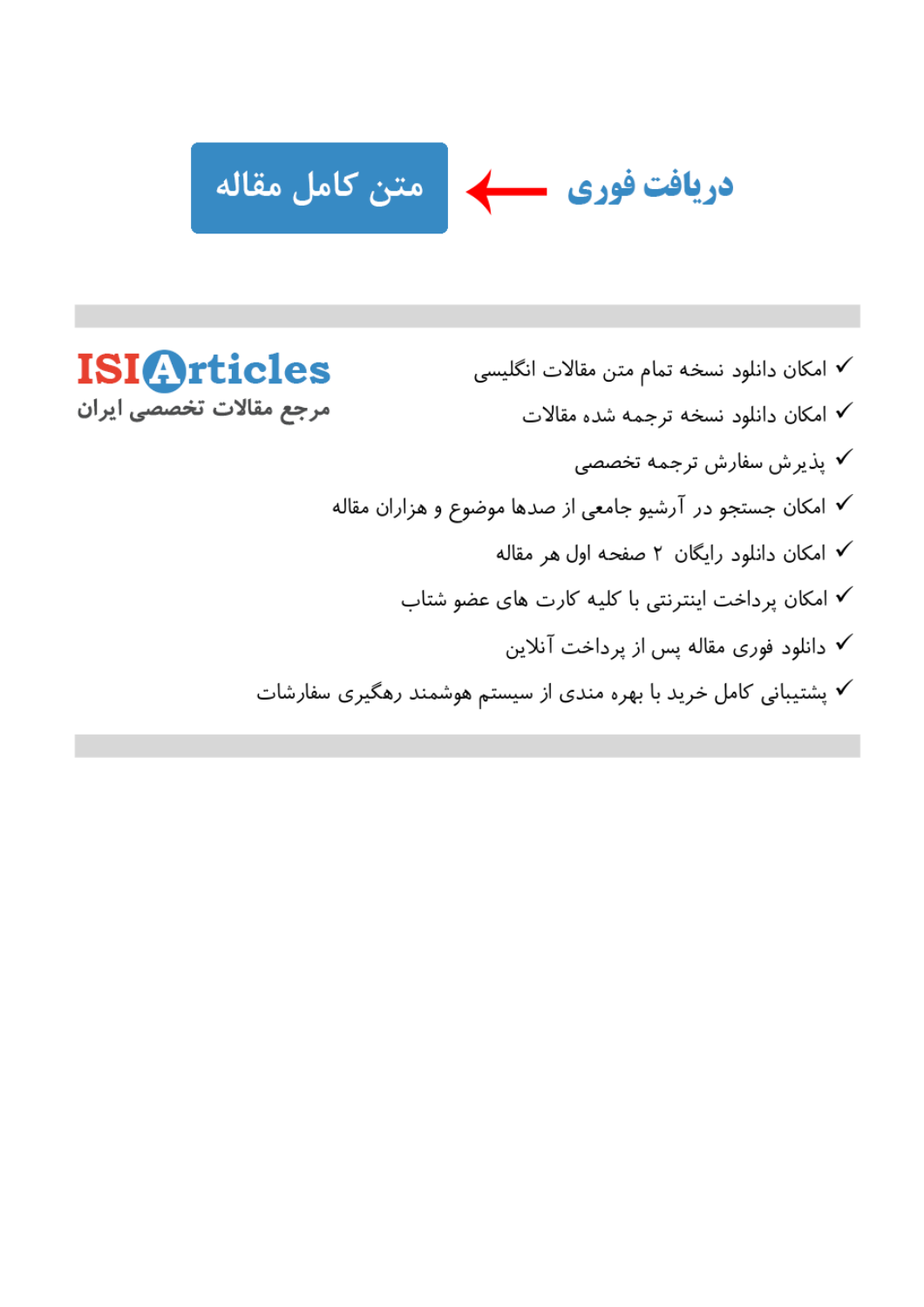دریافت فوری ← متن کامل مقاله

**ISIArticles**
مرجع مقالات تخصصی ایران

- ✓ امکان دانلود نسخه تمام متن مقالات انگلیسی
- ✓ امکان دانلود نسخه ترجمه شده مقالات
- ✓ پذیرش سفارش ترجمه تخصصی
- ✓ امکان جستجو در آرشیو جامعی از صدها موضوع و هزاران مقاله
- ✓ امکان دانلود رایگان ۲ صفحه اول هر مقاله
- ✓ امکان پرداخت اینترنتی با کلیه کارت های عضو شتاب
- ✓ دانلود فوری مقاله پس از پرداخت آنلاین
- ✓ پشتیبانی کامل خرید با بهره مندی از سیستم هوشمند رهگیری سفارشات